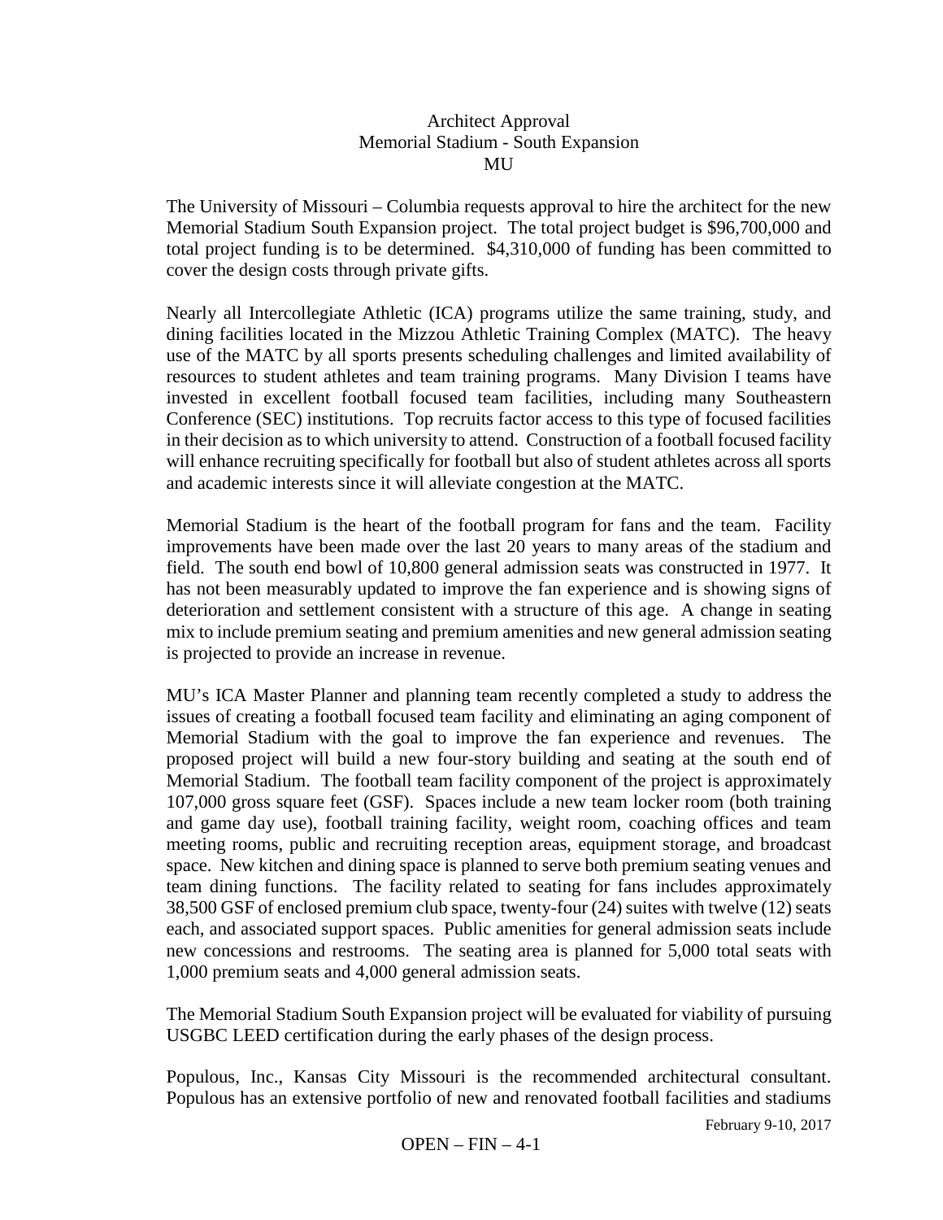# Architect Approval
## Memorial Stadium - South Expansion
## MU

The University of Missouri – Columbia requests approval to hire the architect for the new Memorial Stadium South Expansion project. The total project budget is $96,700,000 and total project funding is to be determined. $4,310,000 of funding has been committed to cover the design costs through private gifts.

Nearly all Intercollegiate Athletic (ICA) programs utilize the same training, study, and dining facilities located in the Mizzou Athletic Training Complex (MATC). The heavy use of the MATC by all sports presents scheduling challenges and limited availability of resources to student athletes and team training programs. Many Division I teams have invested in excellent football focused team facilities, including many Southeastern Conference (SEC) institutions. Top recruits factor access to this type of focused facilities in their decision as to which university to attend. Construction of a football focused facility will enhance recruiting specifically for football but also of student athletes across all sports and academic interests since it will alleviate congestion at the MATC.

Memorial Stadium is the heart of the football program for fans and the team. Facility improvements have been made over the last 20 years to many areas of the stadium and field. The south end bowl of 10,800 general admission seats was constructed in 1977. It has not been measurably updated to improve the fan experience and is showing signs of deterioration and settlement consistent with a structure of this age. A change in seating mix to include premium seating and premium amenities and new general admission seating is projected to provide an increase in revenue.

MU's ICA Master Planner and planning team recently completed a study to address the issues of creating a football focused team facility and eliminating an aging component of Memorial Stadium with the goal to improve the fan experience and revenues. The proposed project will build a new four-story building and seating at the south end of Memorial Stadium. The football team facility component of the project is approximately 107,000 gross square feet (GSF). Spaces include a new team locker room (both training and game day use), football training facility, weight room, coaching offices and team meeting rooms, public and recruiting reception areas, equipment storage, and broadcast space. New kitchen and dining space is planned to serve both premium seating venues and team dining functions. The facility related to seating for fans includes approximately 38,500 GSF of enclosed premium club space, twenty-four (24) suites with twelve (12) seats each, and associated support spaces. Public amenities for general admission seats include new concessions and restrooms. The seating area is planned for 5,000 total seats with 1,000 premium seats and 4,000 general admission seats.

The Memorial Stadium South Expansion project will be evaluated for viability of pursuing USGBC LEED certification during the early phases of the design process.

Populous, Inc., Kansas City Missouri is the recommended architectural consultant. Populous has an extensive portfolio of new and renovated football facilities and stadiums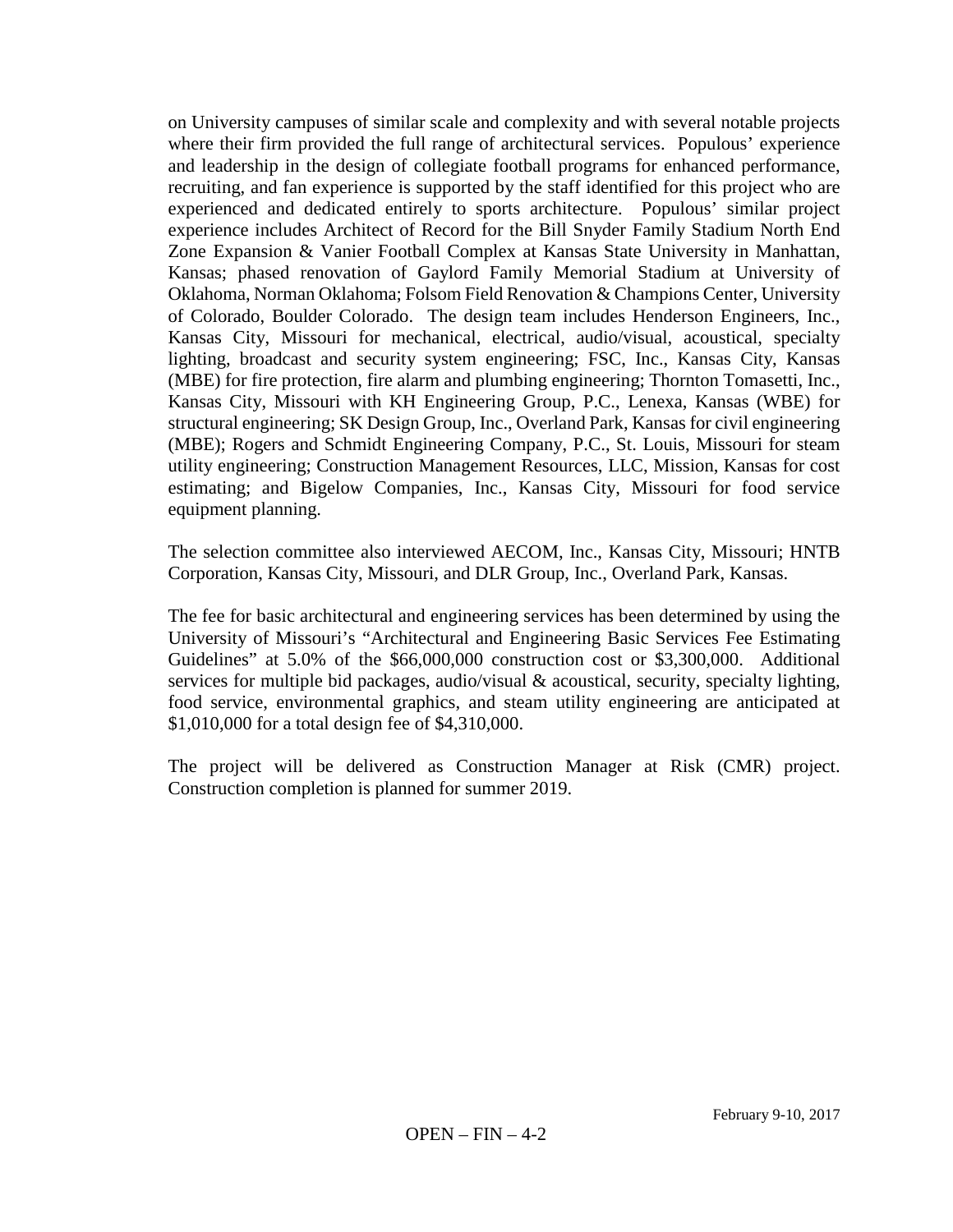on University campuses of similar scale and complexity and with several notable projects where their firm provided the full range of architectural services. Populous' experience and leadership in the design of collegiate football programs for enhanced performance, recruiting, and fan experience is supported by the staff identified for this project who are experienced and dedicated entirely to sports architecture. Populous' similar project experience includes Architect of Record for the Bill Snyder Family Stadium North End Zone Expansion & Vanier Football Complex at Kansas State University in Manhattan, Kansas; phased renovation of Gaylord Family Memorial Stadium at University of Oklahoma, Norman Oklahoma; Folsom Field Renovation & Champions Center, University of Colorado, Boulder Colorado. The design team includes Henderson Engineers, Inc., Kansas City, Missouri for mechanical, electrical, audio/visual, acoustical, specialty lighting, broadcast and security system engineering; FSC, Inc., Kansas City, Kansas (MBE) for fire protection, fire alarm and plumbing engineering; Thornton Tomasetti, Inc., Kansas City, Missouri with KH Engineering Group, P.C., Lenexa, Kansas (WBE) for structural engineering; SK Design Group, Inc., Overland Park, Kansas for civil engineering (MBE); Rogers and Schmidt Engineering Company, P.C., St. Louis, Missouri for steam utility engineering; Construction Management Resources, LLC, Mission, Kansas for cost estimating; and Bigelow Companies, Inc., Kansas City, Missouri for food service equipment planning.

The selection committee also interviewed AECOM, Inc., Kansas City, Missouri; HNTB Corporation, Kansas City, Missouri, and DLR Group, Inc., Overland Park, Kansas.

The fee for basic architectural and engineering services has been determined by using the University of Missouri's "Architectural and Engineering Basic Services Fee Estimating Guidelines" at 5.0% of the $66,000,000 construction cost or $3,300,000. Additional services for multiple bid packages, audio/visual & acoustical, security, specialty lighting, food service, environmental graphics, and steam utility engineering are anticipated at $1,010,000 for a total design fee of $4,310,000.

The project will be delivered as Construction Manager at Risk (CMR) project. Construction completion is planned for summer 2019.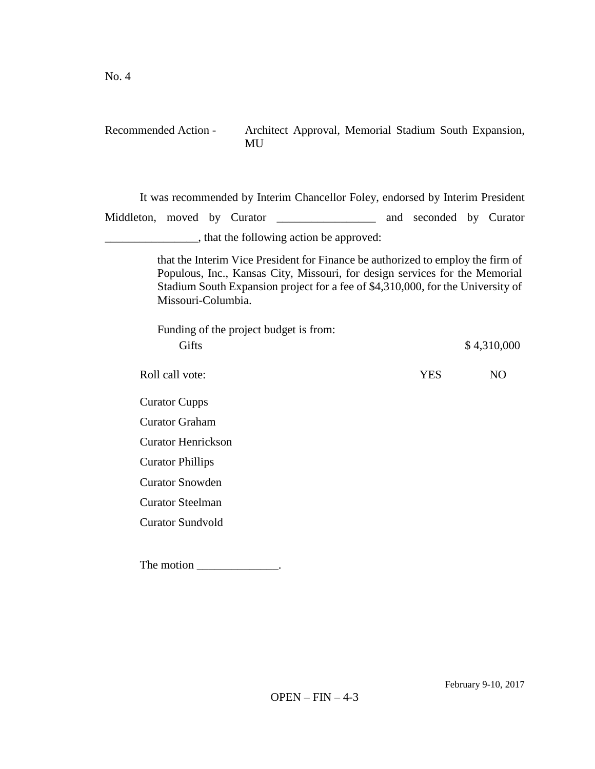No. 4

Recommended Action - Architect Approval, Memorial Stadium South Expansion, MU

It was recommended by Interim Chancellor Foley, endorsed by Interim President Middleton, moved by Curator _________________ and seconded by Curator ________________, that the following action be approved:

> that the Interim Vice President for Finance be authorized to employ the firm of Populous, Inc., Kansas City, Missouri, for design services for the Memorial Stadium South Expansion project for a fee of $4,310,000, for the University of Missouri-Columbia.
>
> Funding of the project budget is from:
>
> Gifts $ 4,310,000

| Roll call vote: | YES | NO |
|---|---|---|
| Curator Cupps | | |
| Curator Graham | | |
| Curator Henrickson | | |
| Curator Phillips | | |
| Curator Snowden | | |
| Curator Steelman | | |
| Curator Sundvold | | |

The motion ______________.

February 9-10, 2017

OPEN – FIN – 4-3